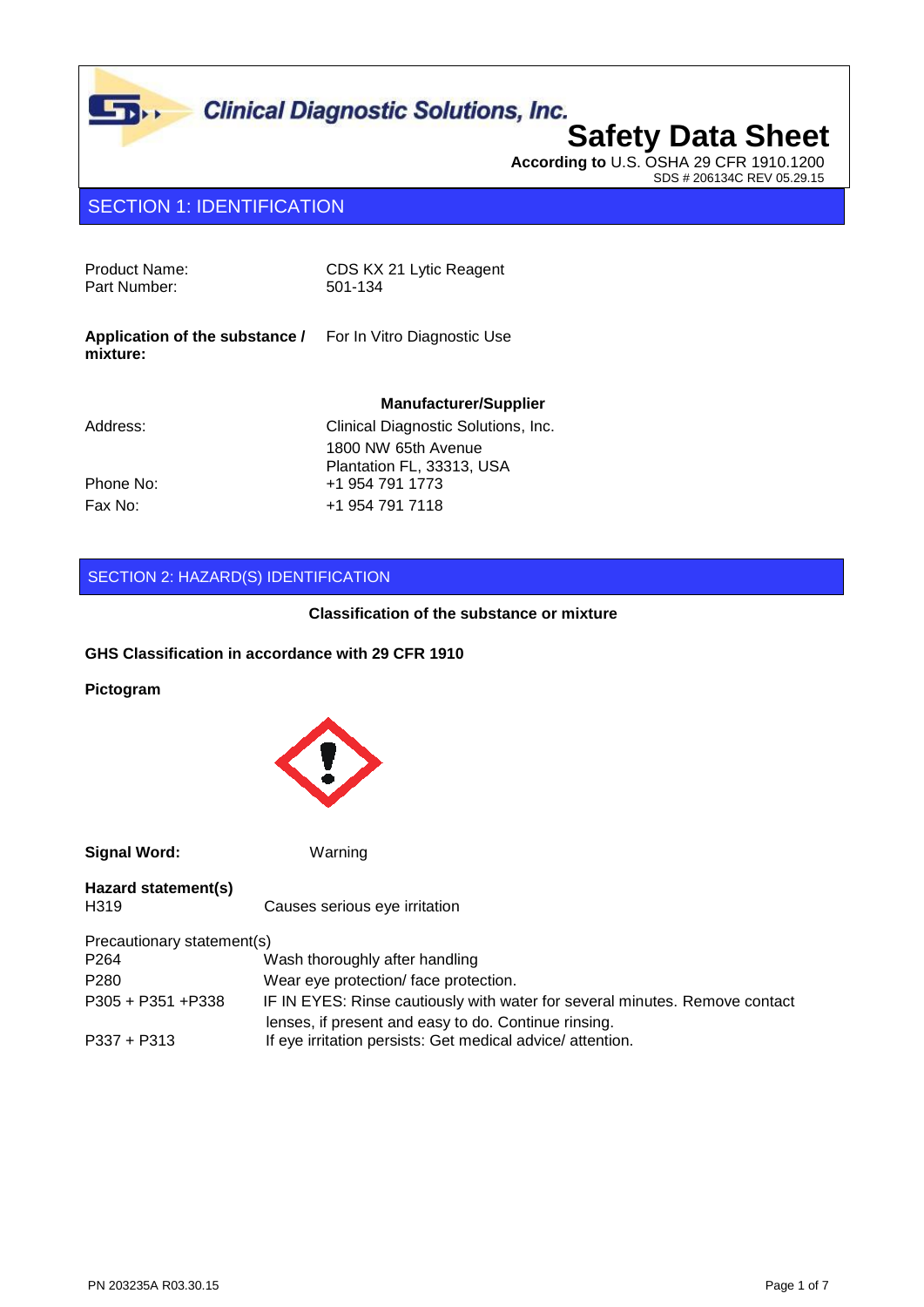Clinical Diagnostic Solutions, Inc.

# Safety Data Sheet

**According to** U.S. OSHA 29 CFR 1910.1200
SDS # 206134C REV 05.29.15

## SECTION 1: IDENTIFICATION

| | |
|---|---|
| Product Name: | CDS KX 21 Lytic Reagent |
| Part Number: | 501-134 |

**Application of the substance / mixture:** For In Vitro Diagnostic Use

**Manufacturer/Supplier**

| | |
|---|---|
| Address: | Clinical Diagnostic Solutions, Inc.<br>1800 NW 65th Avenue<br>Plantation FL, 33313, USA |
| Phone No: | +1 954 791 1773 |
| Fax No: | +1 954 791 7118 |

## SECTION 2: HAZARD(S) IDENTIFICATION

**Classification of the substance or mixture**

**GHS Classification in accordance with 29 CFR 1910**

**Pictogram**

**Signal Word:** Warning

**Hazard statement(s)**

| | |
|---|---|
| H319 | Causes serious eye irritation |

Precautionary statement(s)

| | |
|---|---|
| P264 | Wash thoroughly after handling |
| P280 | Wear eye protection/ face protection. |
| P305 + P351 +P338 | IF IN EYES: Rinse cautiously with water for several minutes. Remove contact lenses, if present and easy to do. Continue rinsing. |
| P337 + P313 | If eye irritation persists: Get medical advice/ attention. |

PN 203235A R03.30.15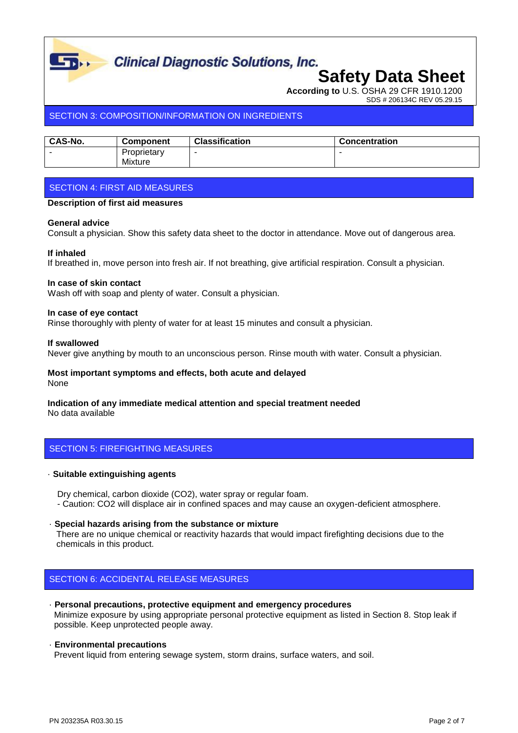## SECTION 3: COMPOSITION/INFORMATION ON INGREDIENTS

| CAS-No. | Component | Classification | Concentration |
|---|---|---|---|
| - | Proprietary Mixture | - | - |

## SECTION 4: FIRST AID MEASURES

**Description of first aid measures**

**General advice**
Consult a physician. Show this safety data sheet to the doctor in attendance. Move out of dangerous area.

**If inhaled**
If breathed in, move person into fresh air. If not breathing, give artificial respiration. Consult a physician.

**In case of skin contact**
Wash off with soap and plenty of water. Consult a physician.

**In case of eye contact**
Rinse thoroughly with plenty of water for at least 15 minutes and consult a physician.

**If swallowed**
Never give anything by mouth to an unconscious person. Rinse mouth with water. Consult a physician.

**Most important symptoms and effects, both acute and delayed**
None

**Indication of any immediate medical attention and special treatment needed**
No data available

## SECTION 5: FIREFIGHTING MEASURES

· **Suitable extinguishing agents**

Dry chemical, carbon dioxide ($CO_2$), water spray or regular foam.
- Caution: $CO_2$ will displace air in confined spaces and may cause an oxygen-deficient atmosphere.

· **Special hazards arising from the substance or mixture**
There are no unique chemical or reactivity hazards that would impact firefighting decisions due to the chemicals in this product.

## SECTION 6: ACCIDENTAL RELEASE MEASURES

· **Personal precautions, protective equipment and emergency procedures**
Minimize exposure by using appropriate personal protective equipment as listed in Section 8. Stop leak if possible. Keep unprotected people away.

· **Environmental precautions**
Prevent liquid from entering sewage system, storm drains, surface waters, and soil.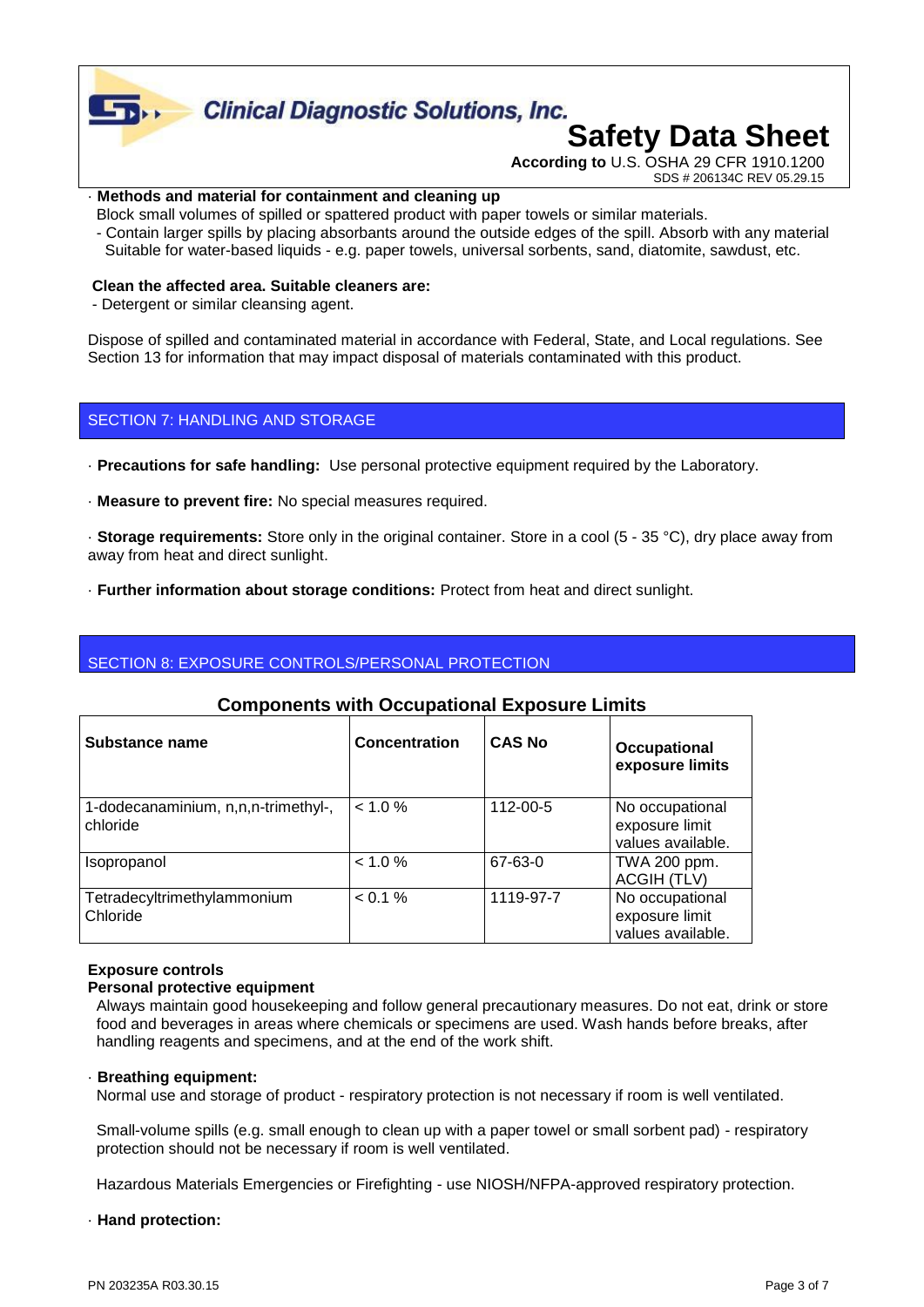· **Methods and material for containment and cleaning up**

Block small volumes of spilled or spattered product with paper towels or similar materials.

- Contain larger spills by placing absorbants around the outside edges of the spill. Absorb with any material Suitable for water-based liquids - e.g. paper towels, universal sorbents, sand, diatomite, sawdust, etc.

**Clean the affected area. Suitable cleaners are:**

- Detergent or similar cleansing agent.

Dispose of spilled and contaminated material in accordance with Federal, State, and Local regulations. See Section 13 for information that may impact disposal of materials contaminated with this product.

## SECTION 7: HANDLING AND STORAGE

· **Precautions for safe handling:** Use personal protective equipment required by the Laboratory.

· **Measure to prevent fire:** No special measures required.

· **Storage requirements:** Store only in the original container. Store in a cool (5 - 35 °C), dry place away from away from heat and direct sunlight.

· **Further information about storage conditions:** Protect from heat and direct sunlight.

## SECTION 8: EXPOSURE CONTROLS/PERSONAL PROTECTION

### Components with Occupational Exposure Limits

| Substance name | Concentration | CAS No | Occupational exposure limits |
|---|---|---|---|
| 1-dodecanaminium, n,n,n-trimethyl-, chloride | < 1.0 % | 112-00-5 | No occupational exposure limit values available. |
| Isopropanol | < 1.0 % | 67-63-0 | TWA 200 ppm. ACGIH (TLV) |
| Tetradecyltrimethylammonium Chloride | < 0.1 % | 1119-97-7 | No occupational exposure limit values available. |

**Exposure controls**

**Personal protective equipment**

Always maintain good housekeeping and follow general precautionary measures. Do not eat, drink or store food and beverages in areas where chemicals or specimens are used. Wash hands before breaks, after handling reagents and specimens, and at the end of the work shift.

· **Breathing equipment:**

Normal use and storage of product - respiratory protection is not necessary if room is well ventilated.

Small-volume spills (e.g. small enough to clean up with a paper towel or small sorbent pad) - respiratory protection should not be necessary if room is well ventilated.

Hazardous Materials Emergencies or Firefighting - use NIOSH/NFPA-approved respiratory protection.

· **Hand protection:**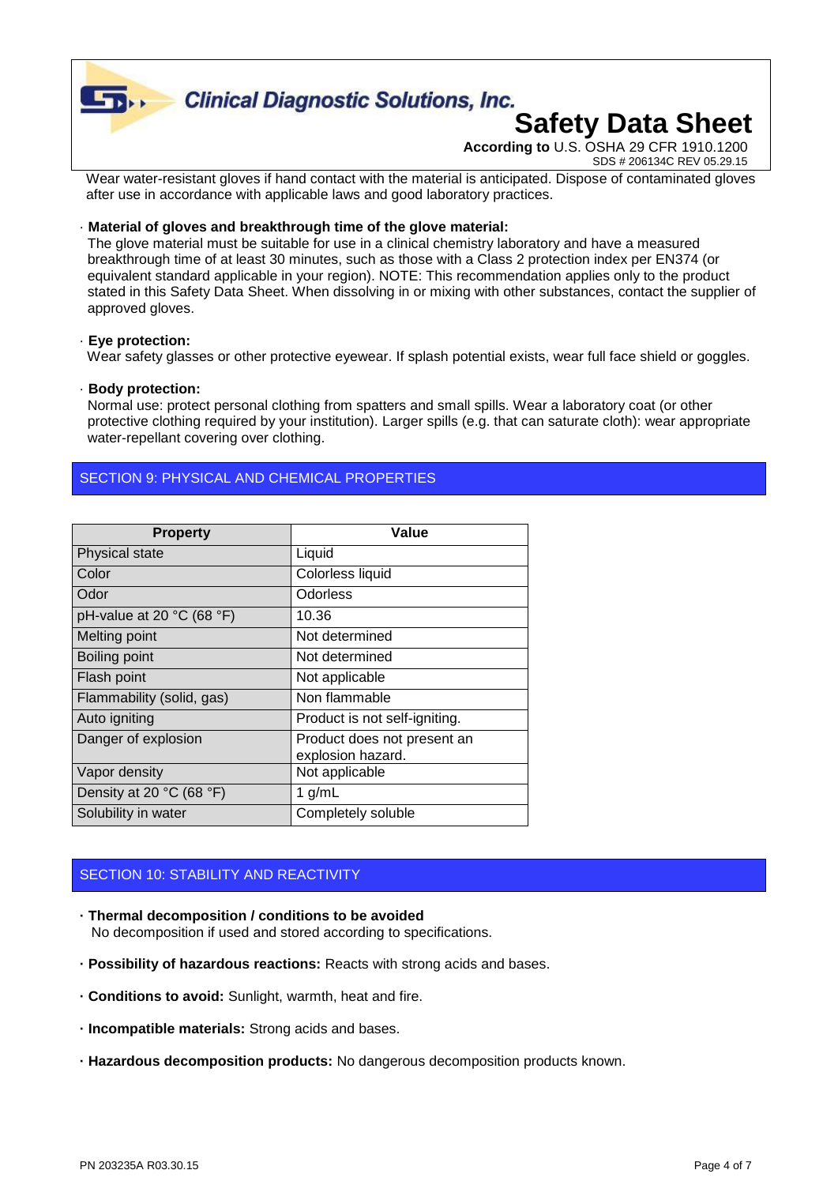Wear water-resistant gloves if hand contact with the material is anticipated. Dispose of contaminated gloves after use in accordance with applicable laws and good laboratory practices.

· **Material of gloves and breakthrough time of the glove material:**
The glove material must be suitable for use in a clinical chemistry laboratory and have a measured breakthrough time of at least 30 minutes, such as those with a Class 2 protection index per EN374 (or equivalent standard applicable in your region). NOTE: This recommendation applies only to the product stated in this Safety Data Sheet. When dissolving in or mixing with other substances, contact the supplier of approved gloves.

· **Eye protection:**
Wear safety glasses or other protective eyewear. If splash potential exists, wear full face shield or goggles.

· **Body protection:**
Normal use: protect personal clothing from spatters and small spills. Wear a laboratory coat (or other protective clothing required by your institution). Larger spills (e.g. that can saturate cloth): wear appropriate water-repellant covering over clothing.

## SECTION 9: PHYSICAL AND CHEMICAL PROPERTIES

| Property | Value |
|---|---|
| Physical state | Liquid |
| Color | Colorless liquid |
| Odor | Odorless |
| pH-value at 20 °C (68 °F) | 10.36 |
| Melting point | Not determined |
| Boiling point | Not determined |
| Flash point | Not applicable |
| Flammability (solid, gas) | Non flammable |
| Auto igniting | Product is not self-igniting. |
| Danger of explosion | Product does not present an explosion hazard. |
| Vapor density | Not applicable |
| Density at 20 °C (68 °F) | 1 g/mL |
| Solubility in water | Completely soluble |

## SECTION 10: STABILITY AND REACTIVITY

· **Thermal decomposition / conditions to be avoided**
No decomposition if used and stored according to specifications.

· **Possibility of hazardous reactions:** Reacts with strong acids and bases.

· **Conditions to avoid:** Sunlight, warmth, heat and fire.

· **Incompatible materials:** Strong acids and bases.

· **Hazardous decomposition products:** No dangerous decomposition products known.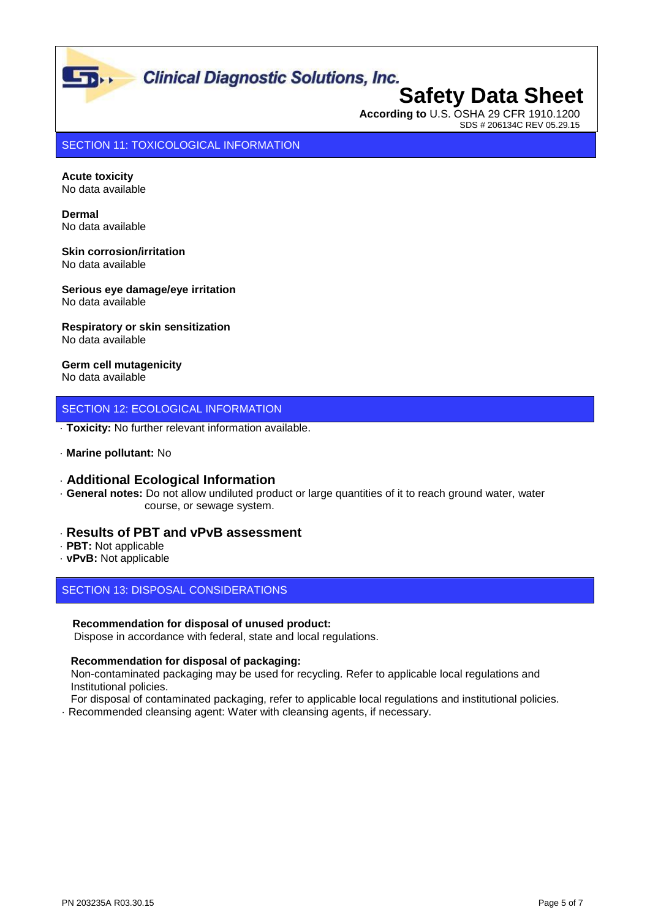## SECTION 11: TOXICOLOGICAL INFORMATION

**Acute toxicity**
No data available

**Dermal**
No data available

**Skin corrosion/irritation**
No data available

**Serious eye damage/eye irritation**
No data available

**Respiratory or skin sensitization**
No data available

**Germ cell mutagenicity**
No data available

## SECTION 12: ECOLOGICAL INFORMATION

· **Toxicity:** No further relevant information available.

· **Marine pollutant:** No

### · Additional Ecological Information

· **General notes:** Do not allow undiluted product or large quantities of it to reach ground water, water course, or sewage system.

### · Results of PBT and vPvB assessment

· **PBT:** Not applicable
· **vPvB:** Not applicable

## SECTION 13: DISPOSAL CONSIDERATIONS

**Recommendation for disposal of unused product:**
Dispose in accordance with federal, state and local regulations.

**Recommendation for disposal of packaging:**
Non-contaminated packaging may be used for recycling. Refer to applicable local regulations and Institutional policies.
For disposal of contaminated packaging, refer to applicable local regulations and institutional policies.
· Recommended cleansing agent: Water with cleansing agents, if necessary.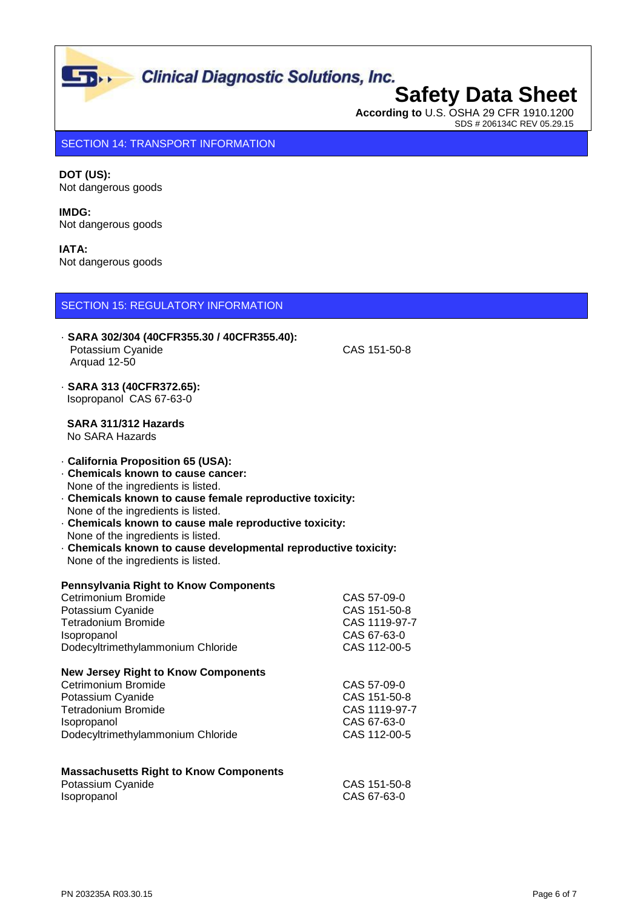## SECTION 14: TRANSPORT INFORMATION

**DOT (US):**
Not dangerous goods

**IMDG:**
Not dangerous goods

**IATA:**
Not dangerous goods

## SECTION 15: REGULATORY INFORMATION

· **SARA 302/304 (40CFR355.30 / 40CFR355.40):**

| | |
|---|---|
| Potassium Cyanide | CAS 151-50-8 |
| Arquad 12-50 | |

· **SARA 313 (40CFR372.65):**
Isopropanol CAS 67-63-0

**SARA 311/312 Hazards**
No SARA Hazards

· **California Proposition 65 (USA):**
· **Chemicals known to cause cancer:**
None of the ingredients is listed.
· **Chemicals known to cause female reproductive toxicity:**
None of the ingredients is listed.
· **Chemicals known to cause male reproductive toxicity:**
None of the ingredients is listed.
· **Chemicals known to cause developmental reproductive toxicity:**
None of the ingredients is listed.

**Pennsylvania Right to Know Components**

| | |
|---|---|
| Cetrimonium Bromide | CAS 57-09-0 |
| Potassium Cyanide | CAS 151-50-8 |
| Tetradonium Bromide | CAS 1119-97-7 |
| Isopropanol | CAS 67-63-0 |
| Dodecyltrimethylammonium Chloride | CAS 112-00-5 |

**New Jersey Right to Know Components**

| | |
|---|---|
| Cetrimonium Bromide | CAS 57-09-0 |
| Potassium Cyanide | CAS 151-50-8 |
| Tetradonium Bromide | CAS 1119-97-7 |
| Isopropanol | CAS 67-63-0 |
| Dodecyltrimethylammonium Chloride | CAS 112-00-5 |

**Massachusetts Right to Know Components**

| | |
|---|---|
| Potassium Cyanide | CAS 151-50-8 |
| Isopropanol | CAS 67-63-0 |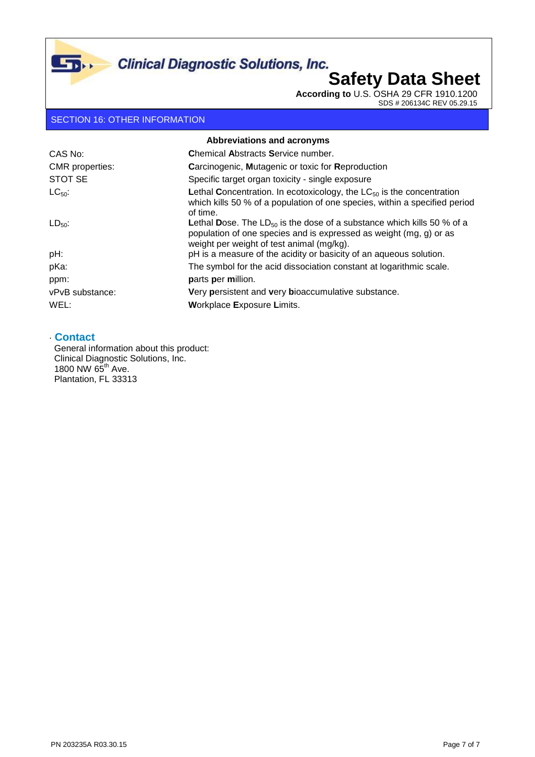## SECTION 16: OTHER INFORMATION

**Abbreviations and acronyms**

| | |
|---|---|
| CAS No: | **C**hemical **A**bstracts **S**ervice number. |
| CMR properties: | **C**arcinogenic, **M**utagenic or toxic for **R**eproduction |
| STOT SE | Specific target organ toxicity - single exposure |
| $LC_{50}$: | **L**ethal **C**oncentration. In ecotoxicology, the $LC_{50}$ is the concentration which kills 50 % of a population of one species, within a specified period of time. |
| $LD_{50}$: | **L**ethal **D**ose. The $LD_{50}$ is the dose of a substance which kills 50 % of a population of one species and is expressed as weight (mg, g) or as weight per weight of test animal (mg/kg). |
| pH: | pH is a measure of the acidity or basicity of an aqueous solution. |
| pKa: | The symbol for the acid dissociation constant at logarithmic scale. |
| ppm: | **p**arts **p**er **m**illion. |
| vPvB substance: | **V**ery **p**ersistent and **v**ery **b**ioaccumulative substance. |
| WEL: | **W**orkplace **E**xposure **L**imits. |

· **Contact**

General information about this product:
Clinical Diagnostic Solutions, Inc.
1800 NW 65th Ave.
Plantation, FL 33313